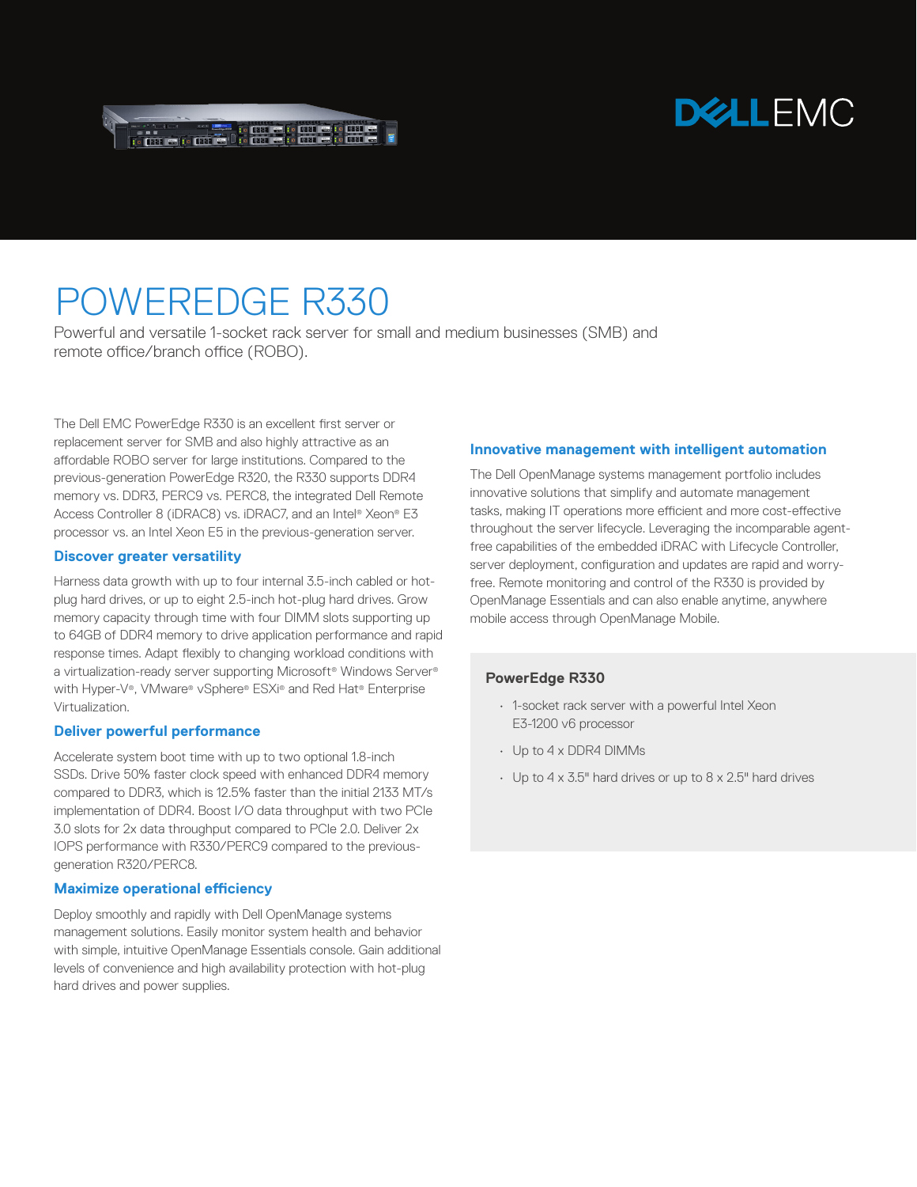# POWEREDGE R330

Powerful and versatile 1-socket rack server for small and medium businesses (SMB) and remote office/branch office (ROBO).

The Dell EMC PowerEdge R330 is an excellent first server or replacement server for SMB and also highly attractive as an affordable ROBO server for large institutions. Compared to the previous-generation PowerEdge R320, the R330 supports DDR4 memory vs. DDR3, PERC9 vs. PERC8, the integrated Dell Remote Access Controller 8 (iDRAC8) vs. iDRAC7, and an Intel® Xeon® E3 processor vs. an Intel Xeon E5 in the previous-generation server.

## Discover greater versatility

Harness data growth with up to four internal 3.5-inch cabled or hot-plug hard drives, or up to eight 2.5-inch hot-plug hard drives. Grow memory capacity through time with four DIMM slots supporting up to 64GB of DDR4 memory to drive application performance and rapid response times. Adapt flexibly to changing workload conditions with a virtualization-ready server supporting Microsoft® Windows Server® with Hyper-V®, VMware® vSphere® ESXi® and Red Hat® Enterprise Virtualization.

## Deliver powerful performance

Accelerate system boot time with up to two optional 1.8-inch SSDs. Drive 50% faster clock speed with enhanced DDR4 memory compared to DDR3, which is 12.5% faster than the initial 2133 MT/s implementation of DDR4. Boost I/O data throughput with two PCIe 3.0 slots for 2x data throughput compared to PCIe 2.0. Deliver 2x IOPS performance with R330/PERC9 compared to the previous-generation R320/PERC8.

## Maximize operational efficiency

Deploy smoothly and rapidly with Dell OpenManage systems management solutions. Easily monitor system health and behavior with simple, intuitive OpenManage Essentials console. Gain additional levels of convenience and high availability protection with hot-plug hard drives and power supplies.

## Innovative management with intelligent automation

The Dell OpenManage systems management portfolio includes innovative solutions that simplify and automate management tasks, making IT operations more efficient and more cost-effective throughout the server lifecycle. Leveraging the incomparable agent-free capabilities of the embedded iDRAC with Lifecycle Controller, server deployment, configuration and updates are rapid and worry-free. Remote monitoring and control of the R330 is provided by OpenManage Essentials and can also enable anytime, anywhere mobile access through OpenManage Mobile.

### PowerEdge R330

- 1-socket rack server with a powerful Intel Xeon E3-1200 v6 processor
- Up to 4 x DDR4 DIMMs
- Up to 4 x 3.5" hard drives or up to 8 x 2.5" hard drives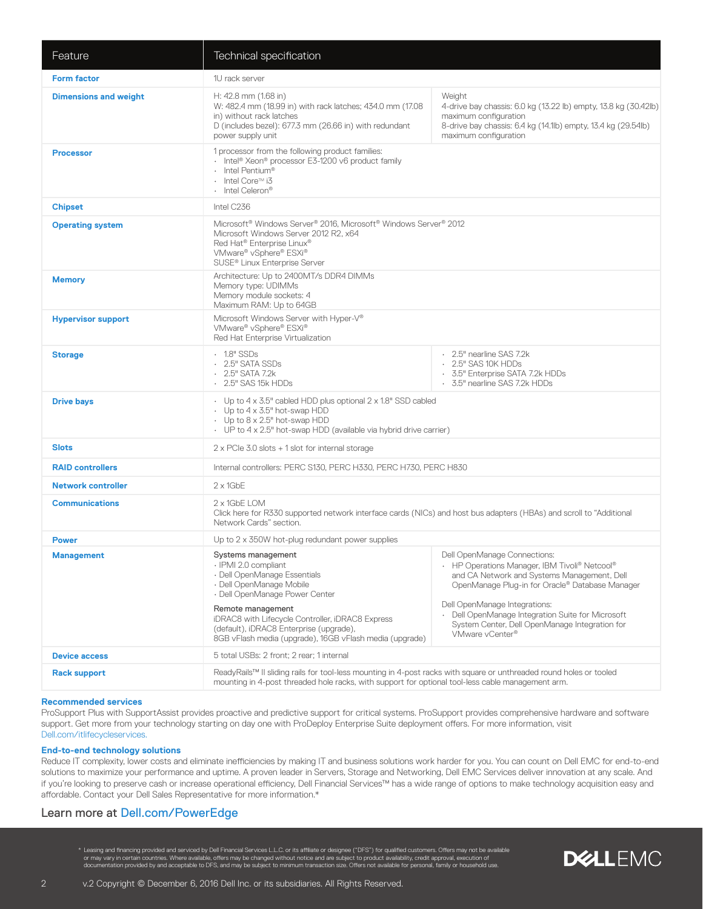| Feature | Technical specification | |
|---|---|---|
| Form factor | 1U rack server | |
| Dimensions and weight | H: 42.8 mm (1.68 in)<br>W: 482.4 mm (18.99 in) with rack latches; 434.0 mm (17.08 in) without rack latches<br>D (includes bezel): 677.3 mm (26.66 in) with redundant power supply unit | Weight<br>4-drive bay chassis: 6.0 kg (13.22 lb) empty, 13.8 kg (30.42lb) maximum configuration<br>8-drive bay chassis: 6.4 kg (14.1lb) empty, 13.4 kg (29.54lb) maximum configuration |
| Processor | 1 processor from the following product families:<br>· Intel® Xeon® processor E3-1200 v6 product family<br>· Intel Pentium®<br>· Intel Core™ i3<br>· Intel Celeron® | |
| Chipset | Intel C236 | |
| Operating system | Microsoft® Windows Server® 2016, Microsoft® Windows Server® 2012<br>Microsoft Windows Server 2012 R2, x64<br>Red Hat® Enterprise Linux®<br>VMware® vSphere® ESXi®<br>SUSE® Linux Enterprise Server | |
| Memory | Architecture: Up to 2400MT/s DDR4 DIMMs<br>Memory type: UDIMMs<br>Memory module sockets: 4<br>Maximum RAM: Up to 64GB | |
| Hypervisor support | Microsoft Windows Server with Hyper-V®<br>VMware® vSphere® ESXi®<br>Red Hat Enterprise Virtualization | |
| Storage | · 1.8" SSDs<br>· 2.5" SATA SSDs<br>· 2.5" SATA 7.2k<br>· 2.5" SAS 15k HDDs | · 2.5" nearline SAS 7.2k<br>· 2.5" SAS 10K HDDs<br>· 3.5" Enterprise SATA 7.2k HDDs<br>· 3.5" nearline SAS 7.2k HDDs |
| Drive bays | · Up to 4 x 3.5" cabled HDD plus optional 2 x 1.8" SSD cabled<br>· Up to 4 x 3.5" hot-swap HDD<br>· Up to 8 x 2.5" hot-swap HDD<br>· UP to 4 x 2.5" hot-swap HDD (available via hybrid drive carrier) | |
| Slots | 2 x PCIe 3.0 slots + 1 slot for internal storage | |
| RAID controllers | Internal controllers: PERC S130, PERC H330, PERC H730, PERC H830 | |
| Network controller | 2 x 1GbE | |
| Communications | 2 x 1GbE LOM<br>Click here for R330 supported network interface cards (NICs) and host bus adapters (HBAs) and scroll to "Additional Network Cards" section. | |
| Power | Up to 2 x 350W hot-plug redundant power supplies | |
| Management | Systems management<br>· IPMI 2.0 compliant<br>· Dell OpenManage Essentials<br>· Dell OpenManage Mobile<br>· Dell OpenManage Power Center<br><br>Remote management<br>iDRAC8 with Lifecycle Controller, iDRAC8 Express (default), iDRAC8 Enterprise (upgrade),<br>8GB vFlash media (upgrade), 16GB vFlash media (upgrade) | Dell OpenManage Connections:<br>· HP Operations Manager, IBM Tivoli® Netcool® and CA Network and Systems Management, Dell OpenManage Plug-in for Oracle® Database Manager<br><br>Dell OpenManage Integrations:<br>· Dell OpenManage Integration Suite for Microsoft System Center, Dell OpenManage Integration for VMware vCenter® |
| Device access | 5 total USBs: 2 front; 2 rear; 1 internal | |
| Rack support | ReadyRails™ II sliding rails for tool-less mounting in 4-post racks with square or unthreaded round holes or tooled mounting in 4-post threaded hole racks, with support for optional tool-less cable management arm. | |

### Recommended services

ProSupport Plus with SupportAssist provides proactive and predictive support for critical systems. ProSupport provides comprehensive hardware and software support. Get more from your technology starting on day one with ProDeploy Enterprise Suite deployment offers. For more information, visit Dell.com/itlifecycleservices.

### End-to-end technology solutions

Reduce IT complexity, lower costs and eliminate inefficiencies by making IT and business solutions work harder for you. You can count on Dell EMC for end-to-end solutions to maximize your performance and uptime. A proven leader in Servers, Storage and Networking, Dell EMC Services deliver innovation at any scale. And if you're looking to preserve cash or increase operational efficiency, Dell Financial Services™ has a wide range of options to make technology acquisition easy and affordable. Contact your Dell Sales Representative for more information.*

## Learn more at Dell.com/PowerEdge

\* Leasing and financing provided and serviced by Dell Financial Services L.L.C. or its affiliate or designee ("DFS") for qualified customers. Offers may not be available or may vary in certain countries. Where available, offers may be changed without notice and are subject to product availability, credit approval, execution of documentation provided by and acceptable to DFS, and may be subject to minimum transaction size. Offers not available for personal, family or household use.

DELL EMC

v.2 Copyright © December 6, 2016 Dell Inc. or its subsidiaries. All Rights Reserved.